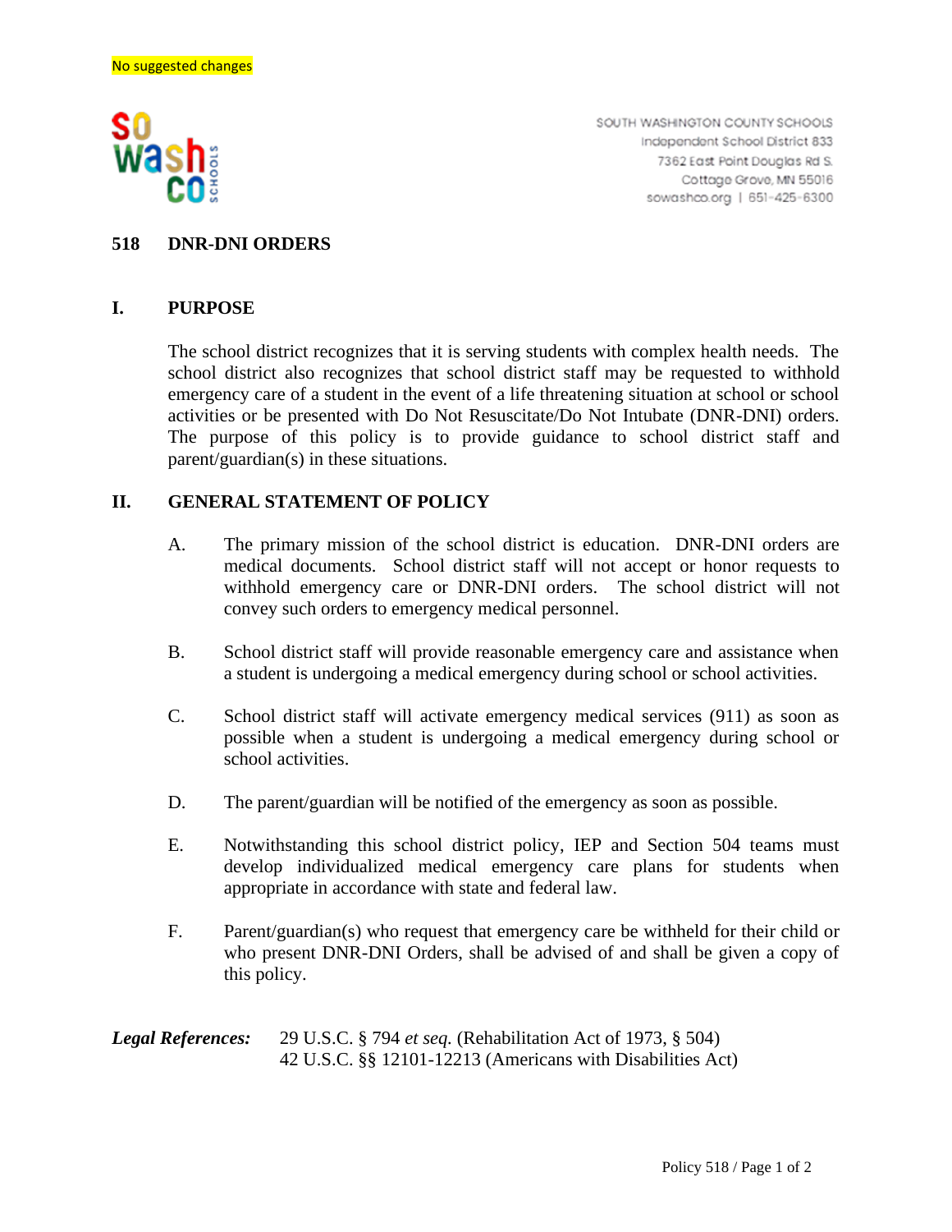No suggested changes

SOUTH WASHINGTON COUNTY SCHOOLS
Independent School District 833
7362 East Point Douglas Rd S.
Cottage Grove, MN 55016
sowashco.org | 651-425-6300

# 518 DNR-DNI ORDERS

## I. PURPOSE

The school district recognizes that it is serving students with complex health needs. The school district also recognizes that school district staff may be requested to withhold emergency care of a student in the event of a life threatening situation at school or school activities or be presented with Do Not Resuscitate/Do Not Intubate (DNR-DNI) orders. The purpose of this policy is to provide guidance to school district staff and parent/guardian(s) in these situations.

## II. GENERAL STATEMENT OF POLICY

A. The primary mission of the school district is education. DNR-DNI orders are medical documents. School district staff will not accept or honor requests to withhold emergency care or DNR-DNI orders. The school district will not convey such orders to emergency medical personnel.

B. School district staff will provide reasonable emergency care and assistance when a student is undergoing a medical emergency during school or school activities.

C. School district staff will activate emergency medical services (911) as soon as possible when a student is undergoing a medical emergency during school or school activities.

D. The parent/guardian will be notified of the emergency as soon as possible.

E. Notwithstanding this school district policy, IEP and Section 504 teams must develop individualized medical emergency care plans for students when appropriate in accordance with state and federal law.

F. Parent/guardian(s) who request that emergency care be withheld for their child or who present DNR-DNI Orders, shall be advised of and shall be given a copy of this policy.

***Legal References:*** 29 U.S.C. § 794 *et seq.* (Rehabilitation Act of 1973, § 504)
42 U.S.C. §§ 12101-12213 (Americans with Disabilities Act)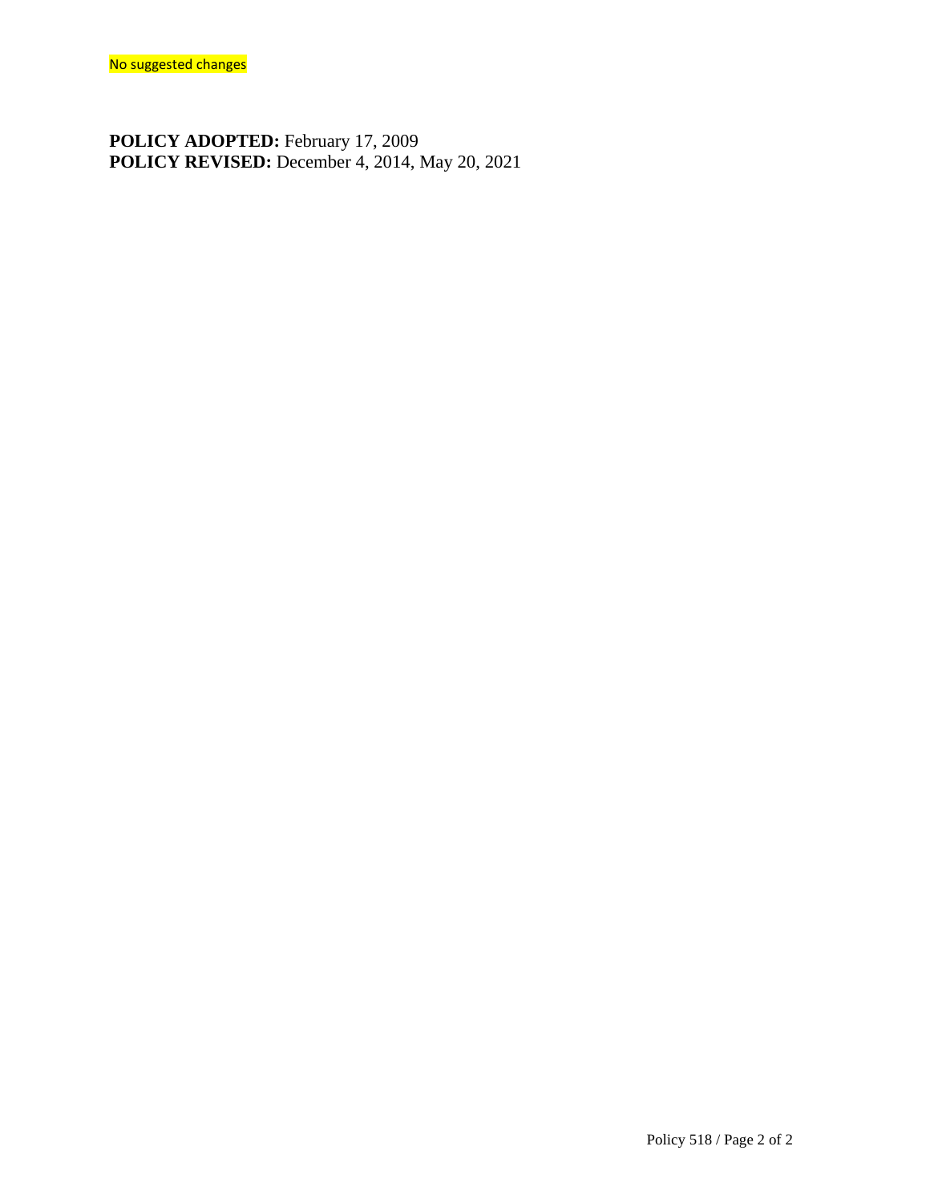No suggested changes

**POLICY ADOPTED:** February 17, 2009
**POLICY REVISED:** December 4, 2014, May 20, 2021